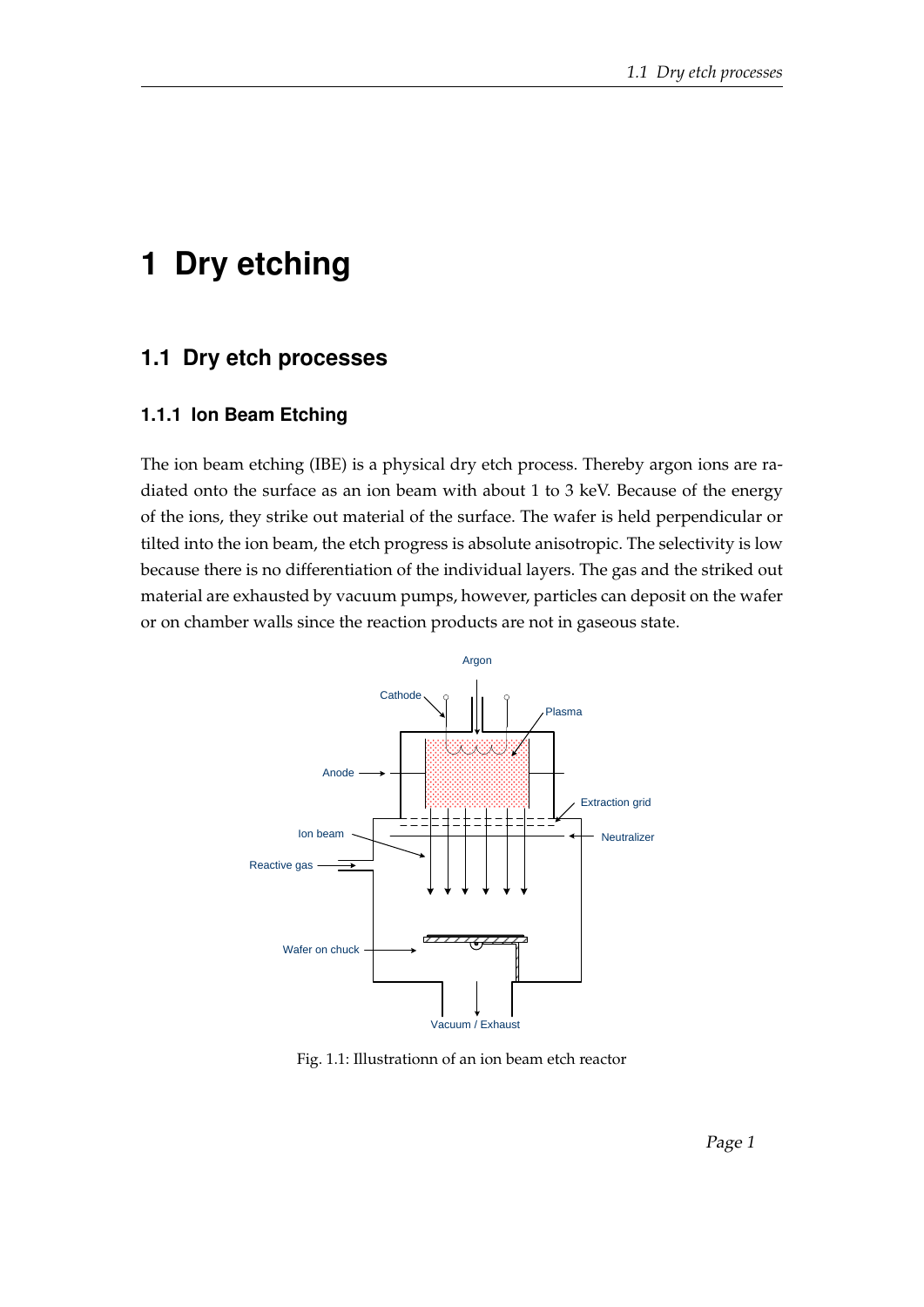# 1 Dry etching

## 1.1 Dry etch processes

### 1.1.1 Ion Beam Etching

The ion beam etching (IBE) is a physical dry etch process. Thereby argon ions are radiated onto the surface as an ion beam with about 1 to 3 keV. Because of the energy of the ions, they strike out material of the surface. The wafer is held perpendicular or tilted into the ion beam, the etch progress is absolute anisotropic. The selectivity is low because there is no differentiation of the individual layers. The gas and the striked out material are exhausted by vacuum pumps, however, particles can deposit on the wafer or on chamber walls since the reaction products are not in gaseous state.

Fig. 1.1: Illustrationn of an ion beam etch reactor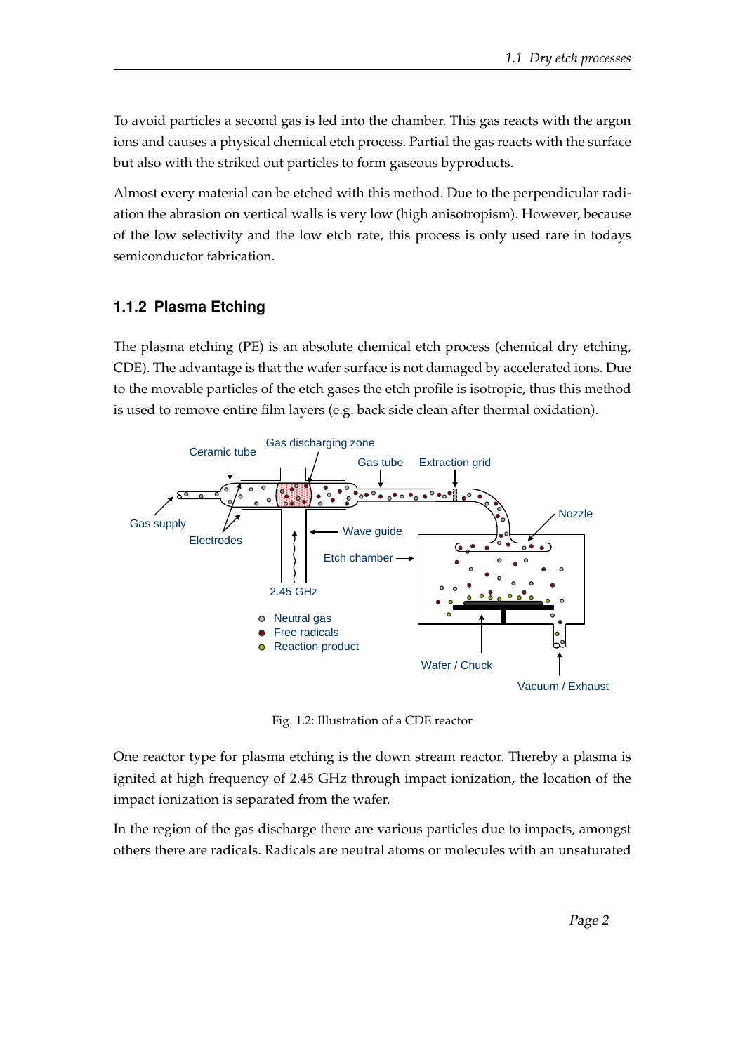To avoid particles a second gas is led into the chamber. This gas reacts with the argon ions and causes a physical chemical etch process. Partial the gas reacts with the surface but also with the striked out particles to form gaseous byproducts.

Almost every material can be etched with this method. Due to the perpendicular radiation the abrasion on vertical walls is very low (high anisotropism). However, because of the low selectivity and the low etch rate, this process is only used rare in todays semiconductor fabrication.

### 1.1.2 Plasma Etching

The plasma etching (PE) is an absolute chemical etch process (chemical dry etching, CDE). The advantage is that the wafer surface is not damaged by accelerated ions. Due to the movable particles of the etch gases the etch profile is isotropic, thus this method is used to remove entire film layers (e.g. back side clean after thermal oxidation).

Fig. 1.2: Illustration of a CDE reactor

One reactor type for plasma etching is the down stream reactor. Thereby a plasma is ignited at high frequency of 2.45 GHz through impact ionization, the location of the impact ionization is separated from the wafer.

In the region of the gas discharge there are various particles due to impacts, amongst others there are radicals. Radicals are neutral atoms or molecules with an unsaturated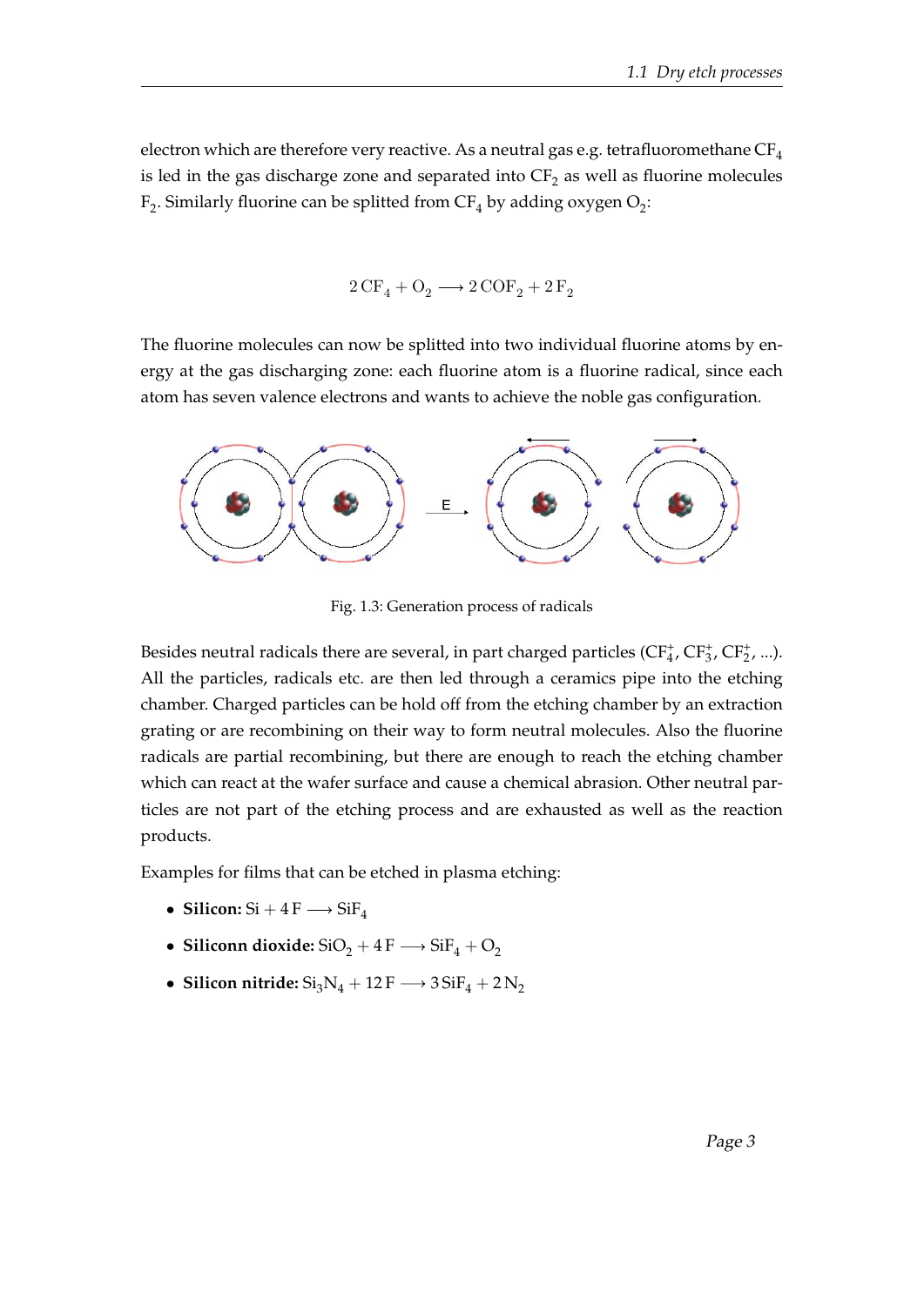electron which are therefore very reactive. As a neutral gas e.g. tetrafluoromethane $CF_4$ is led in the gas discharge zone and separated into $CF_2$ as well as fluorine molecules $F_2$. Similarly fluorine can be splitted from $CF_4$ by adding oxygen $O_2$:

$$2\,CF_4 + O_2 \longrightarrow 2\,COF_2 + 2\,F_2$$

The fluorine molecules can now be splitted into two individual fluorine atoms by energy at the gas discharging zone: each fluorine atom is a fluorine radical, since each atom has seven valence electrons and wants to achieve the noble gas configuration.

Fig. 1.3: Generation process of radicals

Besides neutral radicals there are several, in part charged particles ($CF_4^+$, $CF_3^+$, $CF_2^+$, ...). All the particles, radicals etc. are then led through a ceramics pipe into the etching chamber. Charged particles can be hold off from the etching chamber by an extraction grating or are recombining on their way to form neutral molecules. Also the fluorine radicals are partial recombining, but there are enough to reach the etching chamber which can react at the wafer surface and cause a chemical abrasion. Other neutral particles are not part of the etching process and are exhausted as well as the reaction products.

Examples for films that can be etched in plasma etching:

- **Silicon:** $Si + 4\,F \longrightarrow SiF_4$
- **Siliconn dioxide:** $SiO_2 + 4\,F \longrightarrow SiF_4 + O_2$
- **Silicon nitride:** $Si_3N_4 + 12\,F \longrightarrow 3\,SiF_4 + 2\,N_2$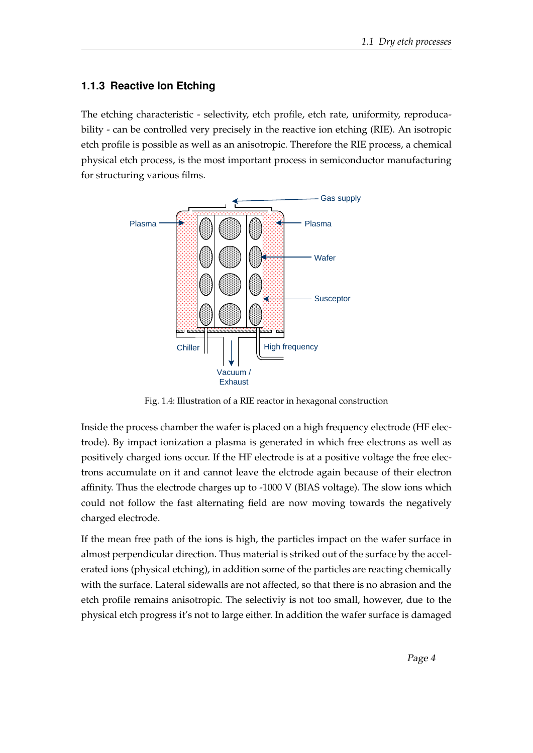### 1.1.3 Reactive Ion Etching

The etching characteristic - selectivity, etch profile, etch rate, uniformity, reproducability - can be controlled very precisely in the reactive ion etching (RIE). An isotropic etch profile is possible as well as an anisotropic. Therefore the RIE process, a chemical physical etch process, is the most important process in semiconductor manufacturing for structuring various films.

Fig. 1.4: Illustration of a RIE reactor in hexagonal construction

Inside the process chamber the wafer is placed on a high frequency electrode (HF electrode). By impact ionization a plasma is generated in which free electrons as well as positively charged ions occur. If the HF electrode is at a positive voltage the free electrons accumulate on it and cannot leave the elctrode again because of their electron affinity. Thus the electrode charges up to -1000 V (BIAS voltage). The slow ions which could not follow the fast alternating field are now moving towards the negatively charged electrode.

If the mean free path of the ions is high, the particles impact on the wafer surface in almost perpendicular direction. Thus material is striked out of the surface by the accelerated ions (physical etching), in addition some of the particles are reacting chemically with the surface. Lateral sidewalls are not affected, so that there is no abrasion and the etch profile remains anisotropic. The selectiviy is not too small, however, due to the physical etch progress it's not to large either. In addition the wafer surface is damaged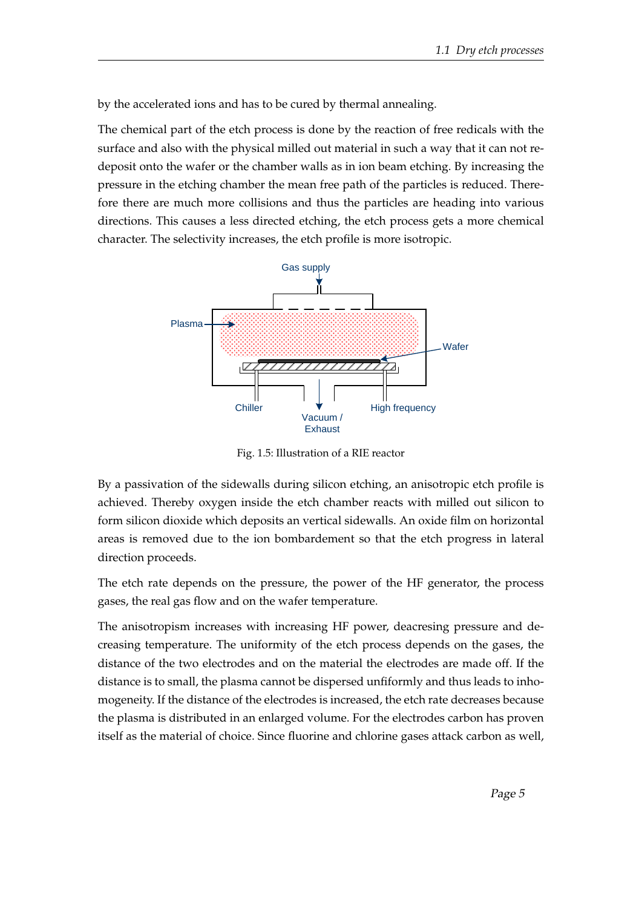by the accelerated ions and has to be cured by thermal annealing.

The chemical part of the etch process is done by the reaction of free redicals with the surface and also with the physical milled out material in such a way that it can not re-deposit onto the wafer or the chamber walls as in ion beam etching. By increasing the pressure in the etching chamber the mean free path of the particles is reduced. Therefore there are much more collisions and thus the particles are heading into various directions. This causes a less directed etching, the etch process gets a more chemical character. The selectivity increases, the etch profile is more isotropic.

Fig. 1.5: Illustration of a RIE reactor

By a passivation of the sidewalls during silicon etching, an anisotropic etch profile is achieved. Thereby oxygen inside the etch chamber reacts with milled out silicon to form silicon dioxide which deposits an vertical sidewalls. An oxide film on horizontal areas is removed due to the ion bombardement so that the etch progress in lateral direction proceeds.

The etch rate depends on the pressure, the power of the HF generator, the process gases, the real gas flow and on the wafer temperature.

The anisotropism increases with increasing HF power, deacresing pressure and decreasing temperature. The uniformity of the etch process depends on the gases, the distance of the two electrodes and on the material the electrodes are made off. If the distance is to small, the plasma cannot be dispersed unfiformly and thus leads to inhomogeneity. If the distance of the electrodes is increased, the etch rate decreases because the plasma is distributed in an enlarged volume. For the electrodes carbon has proven itself as the material of choice. Since fluorine and chlorine gases attack carbon as well,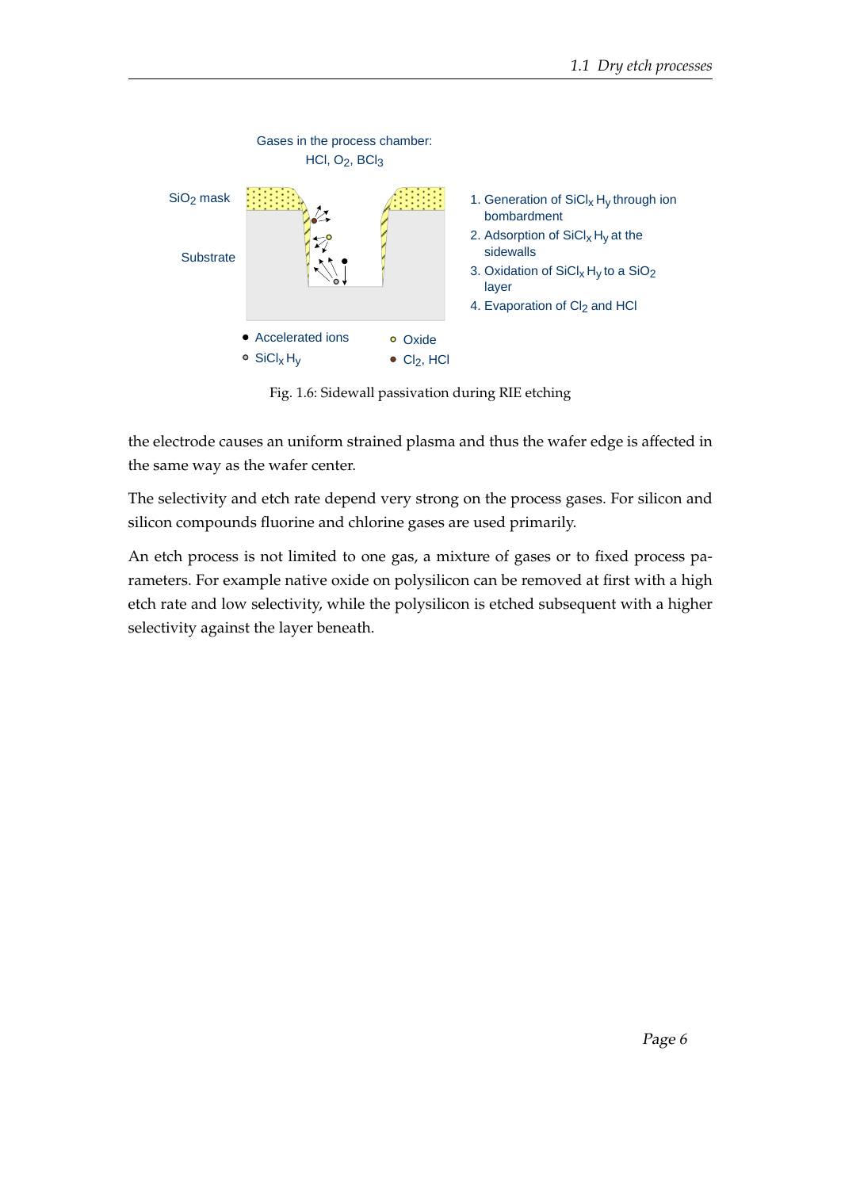Gases in the process chamber:
HCl, $O_2$, $BCl_3$

$SiO_2$ mask

Substrate

1. Generation of $SiCl_x H_y$ through ion bombardment
2. Adsorption of $SiCl_x H_y$ at the sidewalls
3. Oxidation of $SiCl_x H_y$ to a $SiO_2$ layer
4. Evaporation of $Cl_2$ and HCl

- Accelerated ions
- $SiCl_x H_y$
- Oxide
- $Cl_2$, HCl

Fig. 1.6: Sidewall passivation during RIE etching

the electrode causes an uniform strained plasma and thus the wafer edge is affected in the same way as the wafer center.

The selectivity and etch rate depend very strong on the process gases. For silicon and silicon compounds fluorine and chlorine gases are used primarily.

An etch process is not limited to one gas, a mixture of gases or to fixed process parameters. For example native oxide on polysilicon can be removed at first with a high etch rate and low selectivity, while the polysilicon is etched subsequent with a higher selectivity against the layer beneath.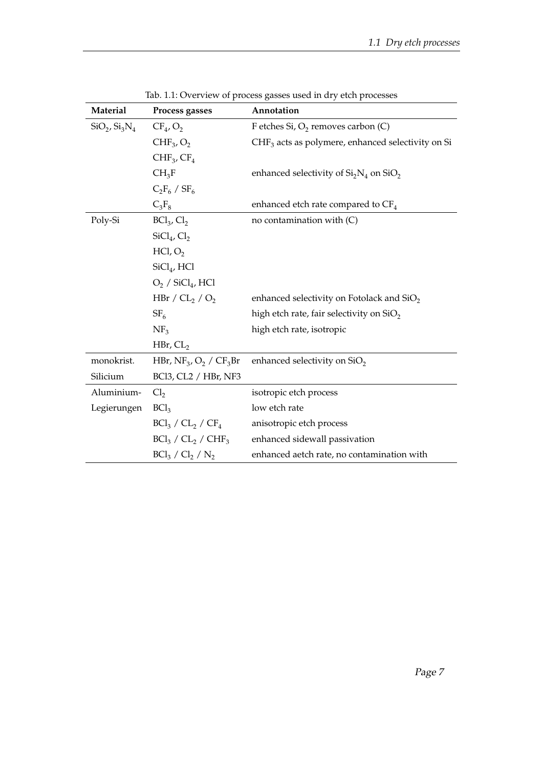Tab. 1.1: Overview of process gasses used in dry etch processes

| **Material** | **Process gasses** | **Annotation** |
|---|---|---|
| $SiO_2$, $Si_3N_4$ | $CF_4$, $O_2$ | F etches Si, $O_2$ removes carbon (C) |
| | $CHF_3$, $O_2$ | $CHF_3$ acts as polymere, enhanced selectivity on Si |
| | $CHF_3$, $CF_4$ | |
| | $CH_3F$ | enhanced selectivity of $Si_2N_4$ on $SiO_2$ |
| | $C_2F_6$ / $SF_6$ | |
| | $C_3F_8$ | enhanced etch rate compared to $CF_4$ |
| Poly-Si | $BCl_3$, $Cl_2$ | no contamination with (C) |
| | $SiCl_4$, $Cl_2$ | |
| | HCl, $O_2$ | |
| | $SiCl_4$, HCl | |
| | $O_2$ / $SiCl_4$, HCl | |
| | HBr / $CL_2$ / $O_2$ | enhanced selectivity on Fotolack and $SiO_2$ |
| | $SF_6$ | high etch rate, fair selectivity on $SiO_2$ |
| | $NF_3$ | high etch rate, isotropic |
| | HBr, $CL_2$ | |
| monokrist. | HBr, $NF_3$, $O_2$ / $CF_3Br$ | enhanced selectivity on $SiO_2$ |
| Silicium | BCl3, CL2 / HBr, NF3 | |
| Aluminium- | $Cl_2$ | isotropic etch process |
| Legierungen | $BCl_3$ | low etch rate |
| | $BCl_3$ / $CL_2$ / $CF_4$ | anisotropic etch process |
| | $BCl_3$ / $CL_2$ / $CHF_3$ | enhanced sidewall passivation |
| | $BCl_3$ / $Cl_2$ / $N_2$ | enhanced aetch rate, no contamination with |